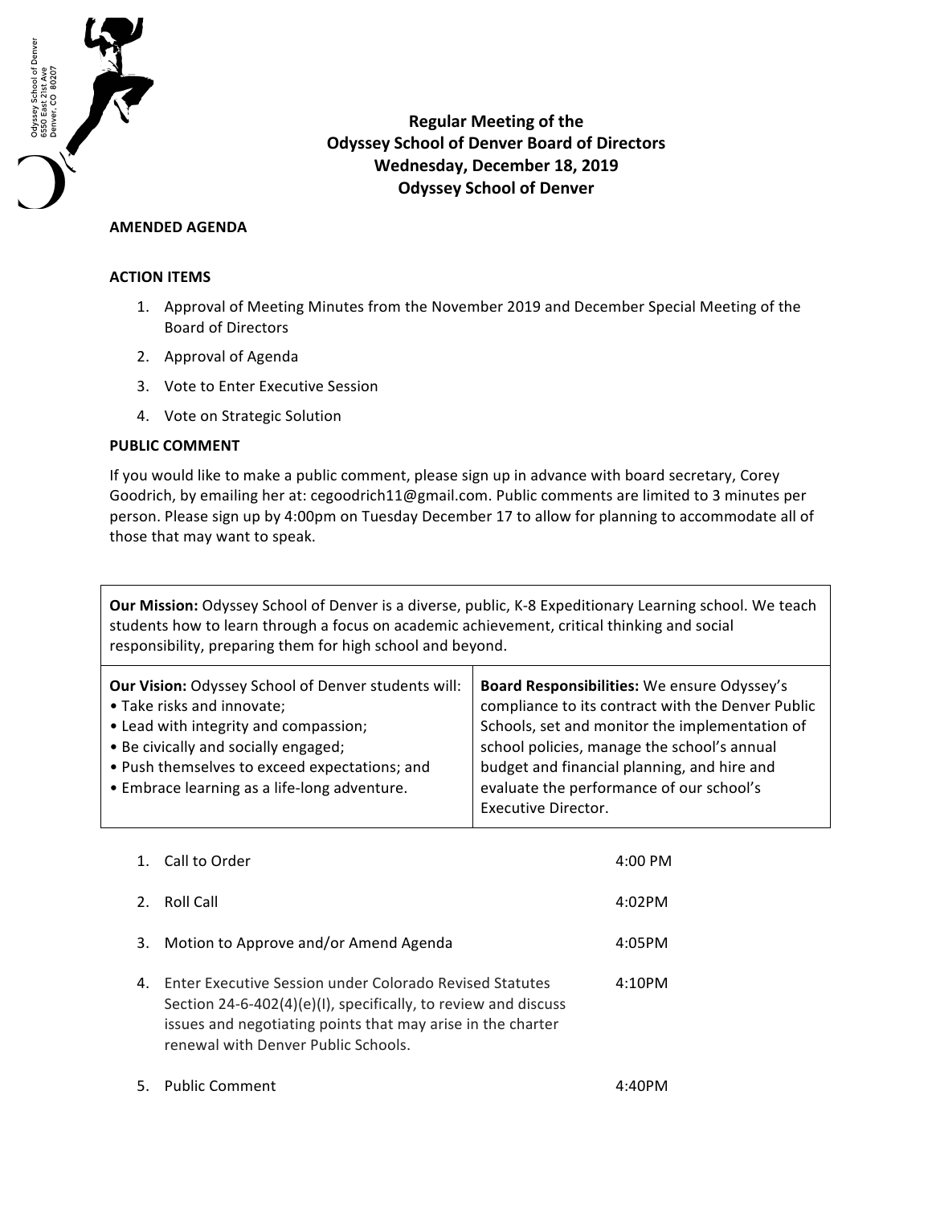Odyssey School of Denver
6550 East 21st Ave
Denver, CO 80207

# Regular Meeting of the Odyssey School of Denver Board of Directors
## Wednesday, December 18, 2019
## Odyssey School of Denver

**AMENDED AGENDA**

**ACTION ITEMS**

1. Approval of Meeting Minutes from the November 2019 and December Special Meeting of the Board of Directors
2. Approval of Agenda
3. Vote to Enter Executive Session
4. Vote on Strategic Solution

**PUBLIC COMMENT**

If you would like to make a public comment, please sign up in advance with board secretary, Corey Goodrich, by emailing her at: cegoodrich11@gmail.com. Public comments are limited to 3 minutes per person. Please sign up by 4:00pm on Tuesday December 17 to allow for planning to accommodate all of those that may want to speak.

| **Our Mission:** Odyssey School of Denver is a diverse, public, K-8 Expeditionary Learning school. We teach students how to learn through a focus on academic achievement, critical thinking and social responsibility, preparing them for high school and beyond. | |
|---|---|
| **Our Vision:** Odyssey School of Denver students will:<br>• Take risks and innovate;<br>• Lead with integrity and compassion;<br>• Be civically and socially engaged;<br>• Push themselves to exceed expectations; and<br>• Embrace learning as a life-long adventure. | **Board Responsibilities:** We ensure Odyssey's compliance to its contract with the Denver Public Schools, set and monitor the implementation of school policies, manage the school's annual budget and financial planning, and hire and evaluate the performance of our school's Executive Director. |

1. Call to Order — 4:00 PM
2. Roll Call — 4:02PM
3. Motion to Approve and/or Amend Agenda — 4:05PM
4. Enter Executive Session under Colorado Revised Statutes Section 24-6-402(4)(e)(I), specifically, to review and discuss issues and negotiating points that may arise in the charter renewal with Denver Public Schools. — 4:10PM
5. Public Comment — 4:40PM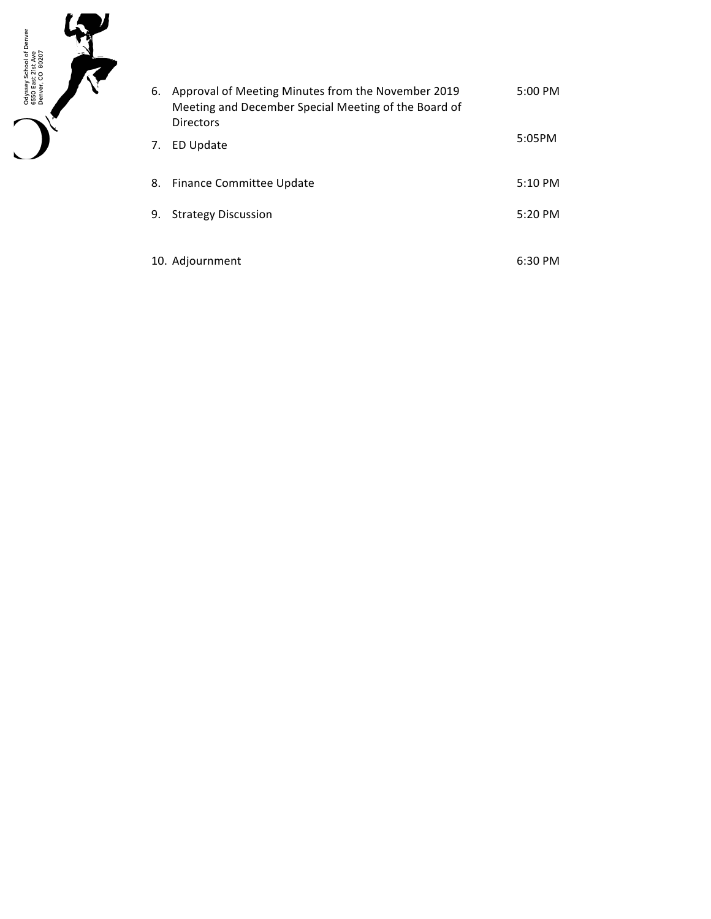6. Approval of Meeting Minutes from the November 2019 Meeting and December Special Meeting of the Board of Directors — 5:00 PM
7. ED Update — 5:05PM
8. Finance Committee Update — 5:10 PM
9. Strategy Discussion — 5:20 PM
10. Adjournment — 6:30 PM